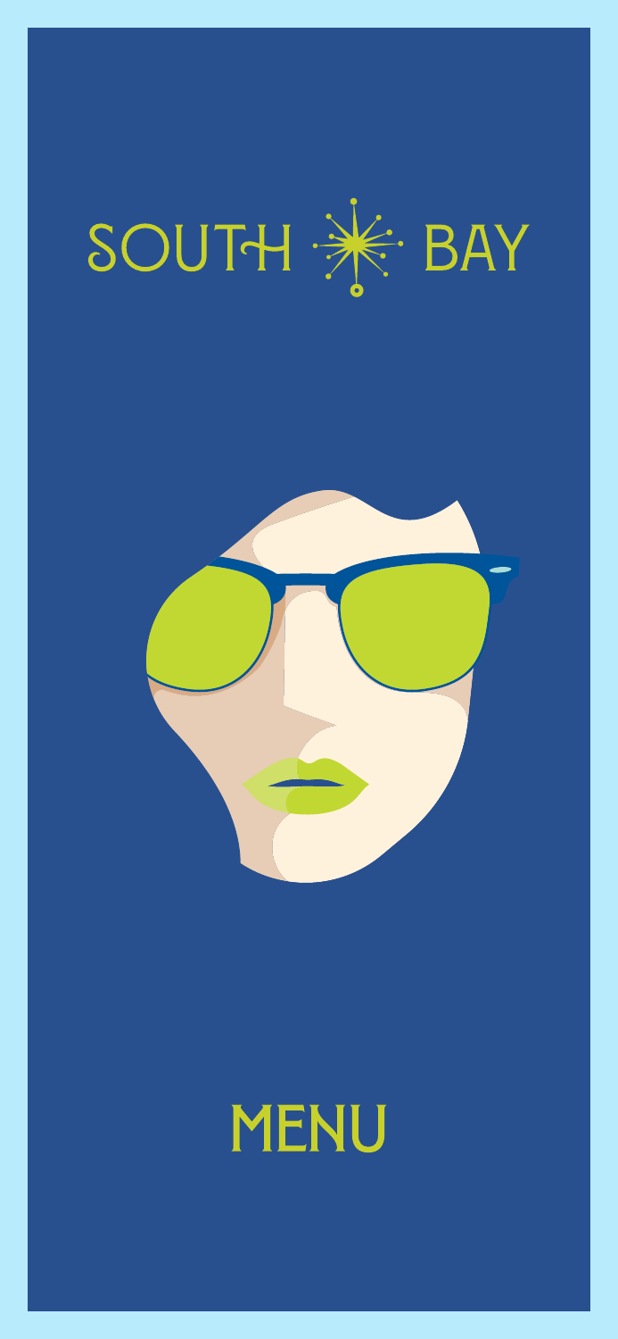# SOUTH BAY

# MENU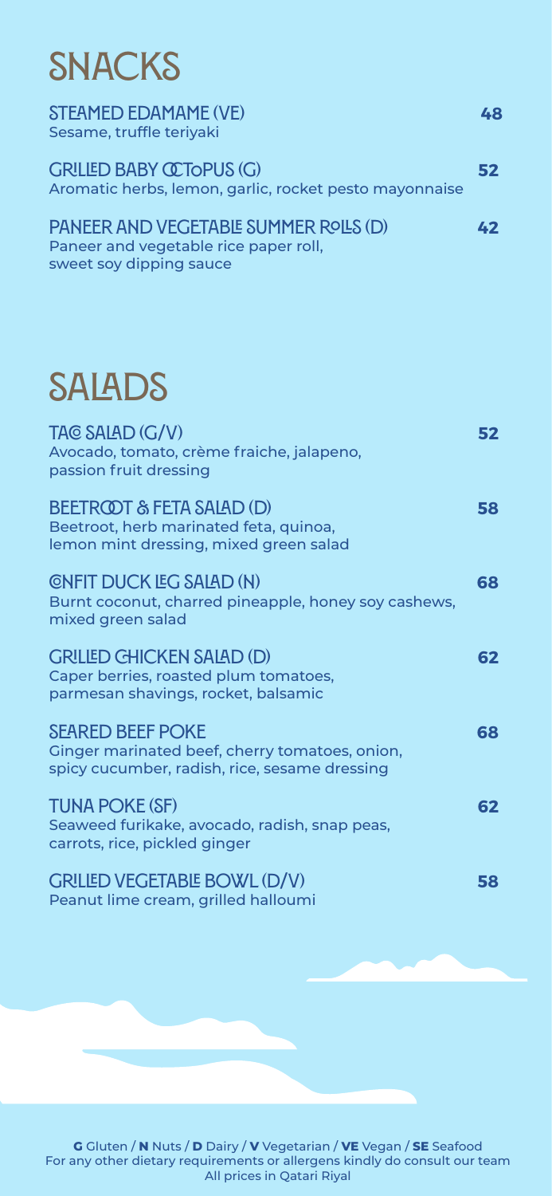# SNACKS

**STEAMED EDAMAME (VE)** — 48
Sesame, truffle teriyaki

**GRILLED BABY OCTOPUS (G)** — 52
Aromatic herbs, lemon, garlic, rocket pesto mayonnaise

**PANEER AND VEGETABLE SUMMER ROLLS (D)** — 42
Paneer and vegetable rice paper roll,
sweet soy dipping sauce

# SALADS

**TACO SALAD (G/V)** — 52
Avocado, tomato, crème fraiche, jalapeno,
passion fruit dressing

**BEETROOT & FETA SALAD (D)** — 58
Beetroot, herb marinated feta, quinoa,
lemon mint dressing, mixed green salad

**CONFIT DUCK LEG SALAD (N)** — 68
Burnt coconut, charred pineapple, honey soy cashews,
mixed green salad

**GRILLED CHICKEN SALAD (D)** — 62
Caper berries, roasted plum tomatoes,
parmesan shavings, rocket, balsamic

**SEARED BEEF POKE** — 68
Ginger marinated beef, cherry tomatoes, onion,
spicy cucumber, radish, rice, sesame dressing

**TUNA POKE (SF)** — 62
Seaweed furikake, avocado, radish, snap peas,
carrots, rice, pickled ginger

**GRILLED VEGETABLE BOWL (D/V)** — 58
Peanut lime cream, grilled halloumi

**G** Gluten / **N** Nuts / **D** Dairy / **V** Vegetarian / **VE** Vegan / **SE** Seafood
For any other dietary requirements or allergens kindly do consult our team
All prices in Qatari Riyal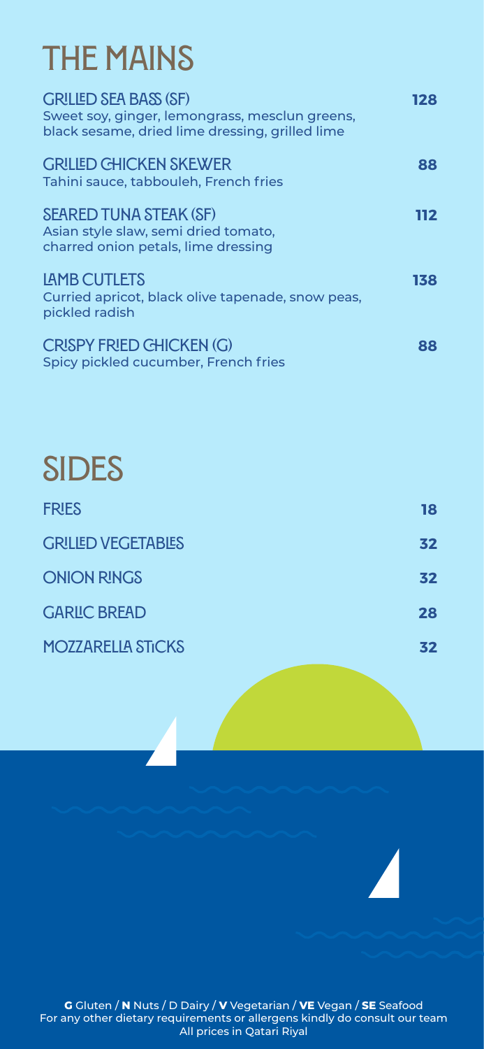# THE MAINS

**GRILLED SEA BASS (SF)** — **128**
Sweet soy, ginger, lemongrass, mesclun greens, black sesame, dried lime dressing, grilled lime

**GRILLED CHICKEN SKEWER** — **88**
Tahini sauce, tabbouleh, French fries

**SEARED TUNA STEAK (SF)** — **112**
Asian style slaw, semi dried tomato, charred onion petals, lime dressing

**LAMB CUTLETS** — **138**
Curried apricot, black olive tapenade, snow peas, pickled radish

**CRISPY FRIED CHICKEN (G)** — **88**
Spicy pickled cucumber, French fries

# SIDES

| | |
|---|---|
| FRIES | **18** |
| GRILLED VEGETABLES | **32** |
| ONION RINGS | **32** |
| GARLIC BREAD | **28** |
| MOZZARELLA STICKS | **32** |

**G** Gluten / **N** Nuts / D Dairy / **V** Vegetarian / **VE** Vegan / **SE** Seafood
For any other dietary requirements or allergens kindly do consult our team
All prices in Qatari Riyal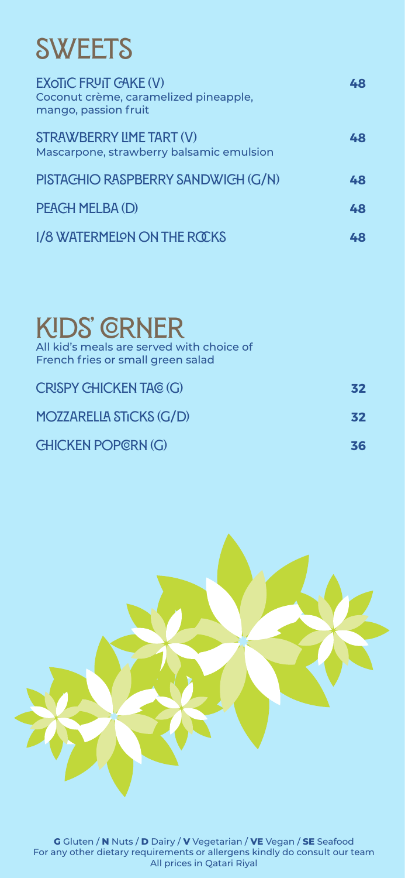# SWEETS

| | |
|---|---|
| **EXOTIC FRUIT CAKE (V)**<br>Coconut crème, caramelized pineapple, mango, passion fruit | **48** |
| **STRAWBERRY LIME TART (V)**<br>Mascarpone, strawberry balsamic emulsion | **48** |
| **PISTACHIO RASPBERRY SANDWICH (G/N)** | **48** |
| **PEACH MELBA (D)** | **48** |
| **1/8 WATERMELON ON THE ROCKS** | **48** |

# KIDS' CORNER

All kid's meals are served with choice of French fries or small green salad

| | |
|---|---|
| **CRISPY CHICKEN TACO (G)** | **32** |
| **MOZZARELLA STICKS (G/D)** | **32** |
| **CHICKEN POPCORN (G)** | **36** |

**G** Gluten / **N** Nuts / **D** Dairy / **V** Vegetarian / **VE** Vegan / **SE** Seafood
For any other dietary requirements or allergens kindly do consult our team
All prices in Qatari Riyal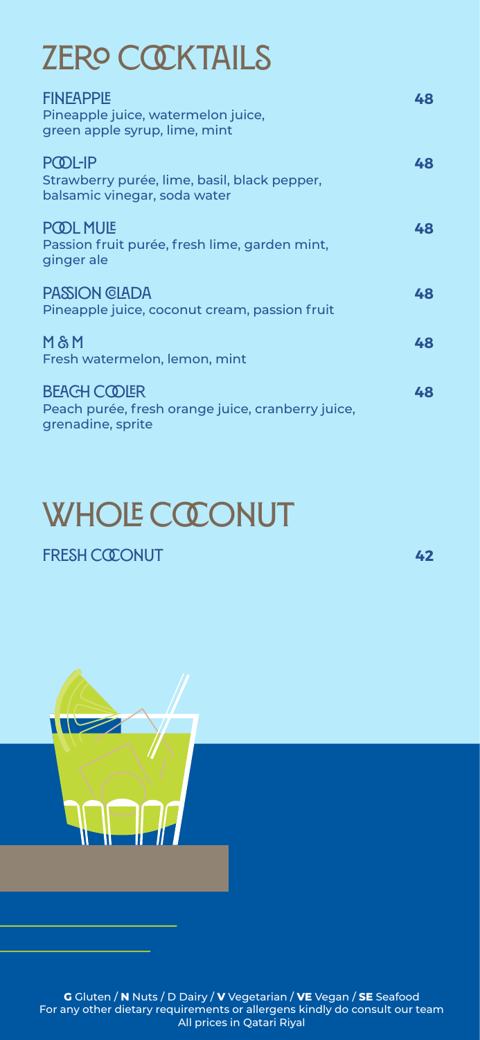# ZERO COCKTAILS

**FINEAPPLE** — 48
Pineapple juice, watermelon juice, green apple syrup, lime, mint

**POOL-IP** — 48
Strawberry purée, lime, basil, black pepper, balsamic vinegar, soda water

**POOL MULE** — 48
Passion fruit purée, fresh lime, garden mint, ginger ale

**PASSION COLADA** — 48
Pineapple juice, coconut cream, passion fruit

**M & M** — 48
Fresh watermelon, lemon, mint

**BEACH COOLER** — 48
Peach purée, fresh orange juice, cranberry juice, grenadine, sprite

# WHOLE COCONUT

**FRESH COCONUT** — 42

**G** Gluten / **N** Nuts / D Dairy / **V** Vegetarian / **VE** Vegan / **SE** Seafood
For any other dietary requirements or allergens kindly do consult our team
All prices in Qatari Riyal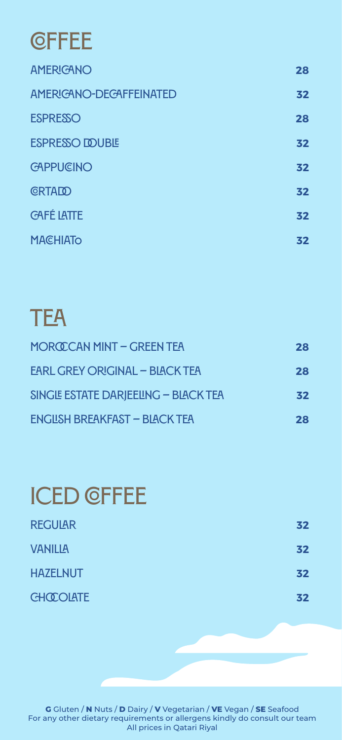# COFFEE

| | |
|---|---|
| AMERICANO | 28 |
| AMERICANO-DECAFFEINATED | 32 |
| ESPRESSO | 28 |
| ESPRESSO DOUBLE | 32 |
| CAPPUCCINO | 32 |
| CORTADO | 32 |
| CAFÉ LATTE | 32 |
| MACHIATO | 32 |

# TEA

| | |
|---|---|
| MOROCCAN MINT – GREEN TEA | 28 |
| EARL GREY ORIGINAL – BLACK TEA | 28 |
| SINGLE ESTATE DARJEELING – BLACK TEA | 32 |
| ENGLISH BREAKFAST – BLACK TEA | 28 |

# ICED COFFEE

| | |
|---|---|
| REGULAR | 32 |
| VANILLA | 32 |
| HAZELNUT | 32 |
| CHOCOLATE | 32 |

**G** Gluten / **N** Nuts / **D** Dairy / **V** Vegetarian / **VE** Vegan / **SE** Seafood
For any other dietary requirements or allergens kindly do consult our team
All prices in Qatari Riyal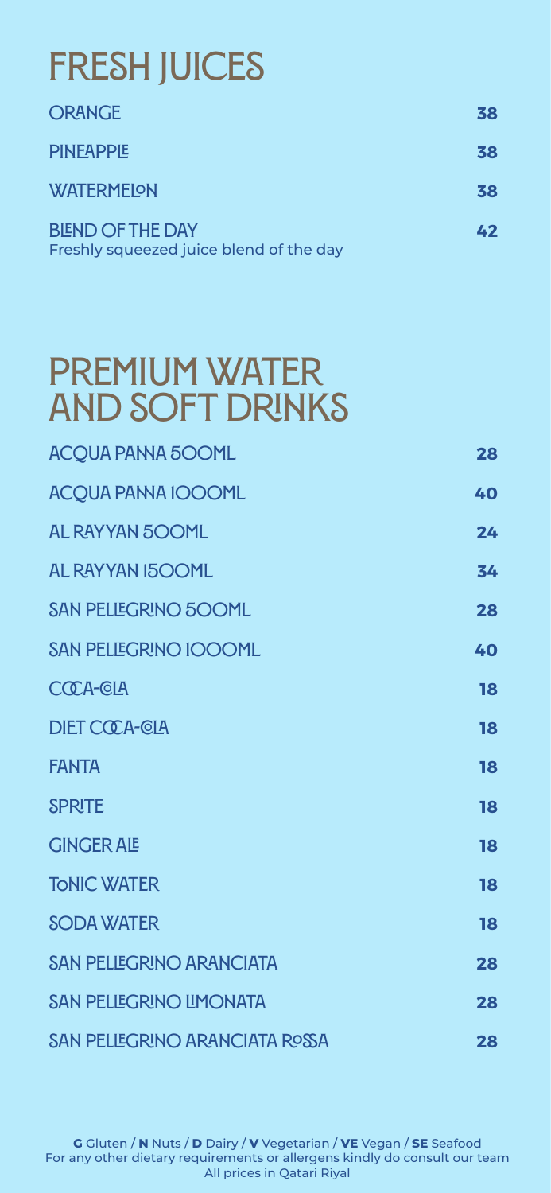# FRESH JUICES

| | |
|---|---|
| ORANGE | **38** |
| PINEAPPLE | **38** |
| WATERMELON | **38** |
| BLEND OF THE DAY<br>Freshly squeezed juice blend of the day | **42** |

# PREMIUM WATER AND SOFT DRINKS

| | |
|---|---|
| ACQUA PANNA 500ML | **28** |
| ACQUA PANNA 1000ML | **40** |
| AL RAYYAN 500ML | **24** |
| AL RAYYAN 1500ML | **34** |
| SAN PELLEGRINO 500ML | **28** |
| SAN PELLEGRINO 1000ML | **40** |
| COCA-COLA | **18** |
| DIET COCA-COLA | **18** |
| FANTA | **18** |
| SPRITE | **18** |
| GINGER ALE | **18** |
| TONIC WATER | **18** |
| SODA WATER | **18** |
| SAN PELLEGRINO ARANCIATA | **28** |
| SAN PELLEGRINO LIMONATA | **28** |
| SAN PELLEGRINO ARANCIATA ROSSA | **28** |

**G** Gluten / **N** Nuts / **D** Dairy / **V** Vegetarian / **VE** Vegan / **SE** Seafood
For any other dietary requirements or allergens kindly do consult our team
All prices in Qatari Riyal